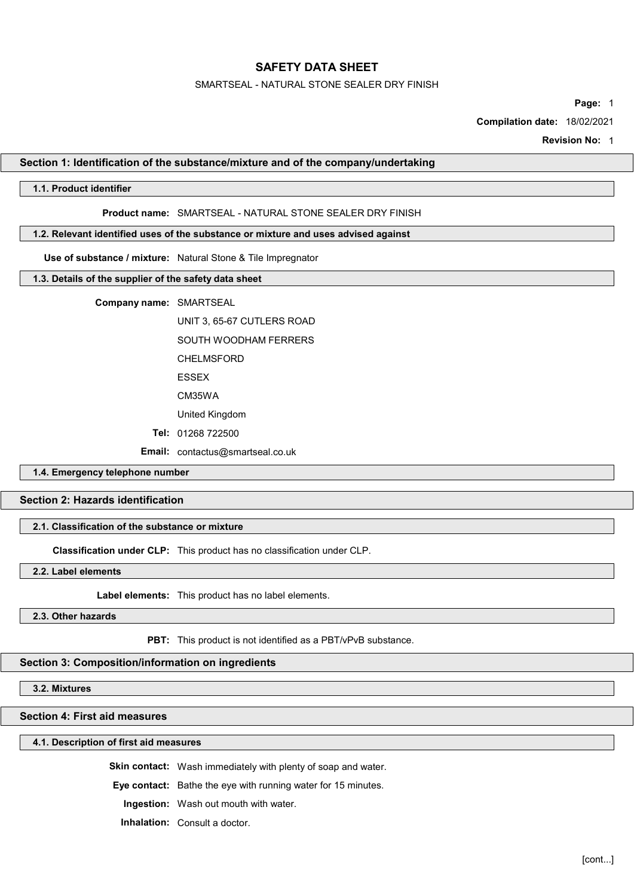# SAFETY DATA SHEET

SMARTSEAL - NATURAL STONE SEALER DRY FINISH

**Page:** 1

**Compilation date:** 18/02/2021

**Revision No:** 1

## Section 1: Identification of the substance/mixture and of the company/undertaking

### 1.1. Product identifier

**Product name:** SMARTSEAL - NATURAL STONE SEALER DRY FINISH

### 1.2. Relevant identified uses of the substance or mixture and uses advised against

**Use of substance / mixture:** Natural Stone & Tile Impregnator

### 1.3. Details of the supplier of the safety data sheet

**Company name:** SMARTSEAL

UNIT 3, 65-67 CUTLERS ROAD

SOUTH WOODHAM FERRERS

CHELMSFORD

ESSEX

CM35WA

United Kingdom

**Tel:** 01268 722500

**Email:** contactus@smartseal.co.uk

### 1.4. Emergency telephone number

## Section 2: Hazards identification

### 2.1. Classification of the substance or mixture

**Classification under CLP:** This product has no classification under CLP.

### 2.2. Label elements

**Label elements:** This product has no label elements.

### 2.3. Other hazards

**PBT:** This product is not identified as a PBT/vPvB substance.

## Section 3: Composition/information on ingredients

### 3.2. Mixtures

## Section 4: First aid measures

### 4.1. Description of first aid measures

**Skin contact:** Wash immediately with plenty of soap and water.

**Eye contact:** Bathe the eye with running water for 15 minutes.

**Ingestion:** Wash out mouth with water.

**Inhalation:** Consult a doctor.

[cont...]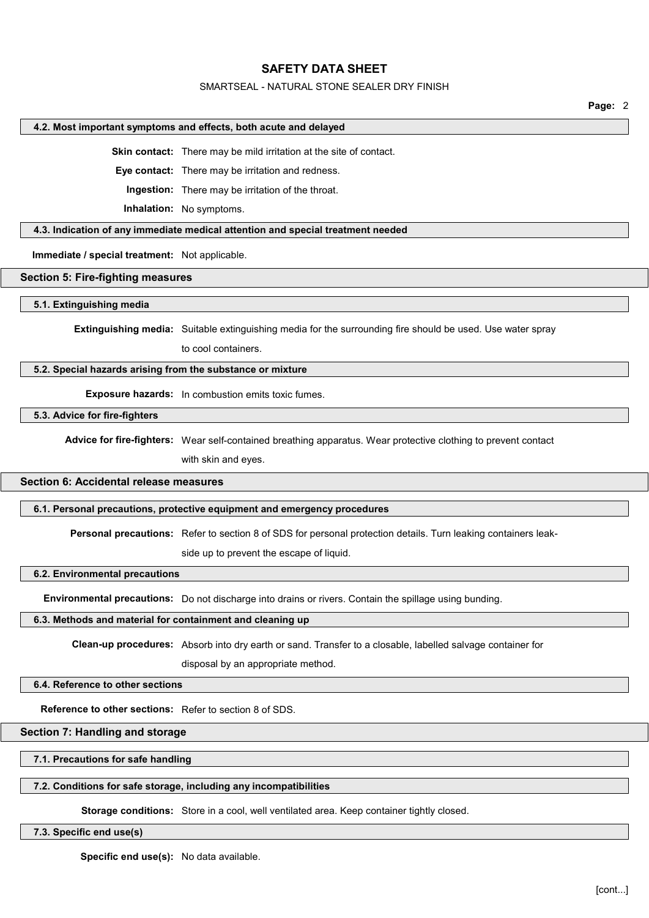#### 4.2. Most important symptoms and effects, both acute and delayed

**Skin contact:** There may be mild irritation at the site of contact.

**Eye contact:** There may be irritation and redness.

**Ingestion:** There may be irritation of the throat.

**Inhalation:** No symptoms.

#### 4.3. Indication of any immediate medical attention and special treatment needed

**Immediate / special treatment:** Not applicable.

## Section 5: Fire-fighting measures

#### 5.1. Extinguishing media

**Extinguishing media:** Suitable extinguishing media for the surrounding fire should be used. Use water spray to cool containers.

#### 5.2. Special hazards arising from the substance or mixture

**Exposure hazards:** In combustion emits toxic fumes.

#### 5.3. Advice for fire-fighters

**Advice for fire-fighters:** Wear self-contained breathing apparatus. Wear protective clothing to prevent contact with skin and eyes.

## Section 6: Accidental release measures

#### 6.1. Personal precautions, protective equipment and emergency procedures

**Personal precautions:** Refer to section 8 of SDS for personal protection details. Turn leaking containers leak-side up to prevent the escape of liquid.

#### 6.2. Environmental precautions

**Environmental precautions:** Do not discharge into drains or rivers. Contain the spillage using bunding.

#### 6.3. Methods and material for containment and cleaning up

**Clean-up procedures:** Absorb into dry earth or sand. Transfer to a closable, labelled salvage container for disposal by an appropriate method.

#### 6.4. Reference to other sections

**Reference to other sections:** Refer to section 8 of SDS.

## Section 7: Handling and storage

#### 7.1. Precautions for safe handling

#### 7.2. Conditions for safe storage, including any incompatibilities

**Storage conditions:** Store in a cool, well ventilated area. Keep container tightly closed.

#### 7.3. Specific end use(s)

**Specific end use(s):** No data available.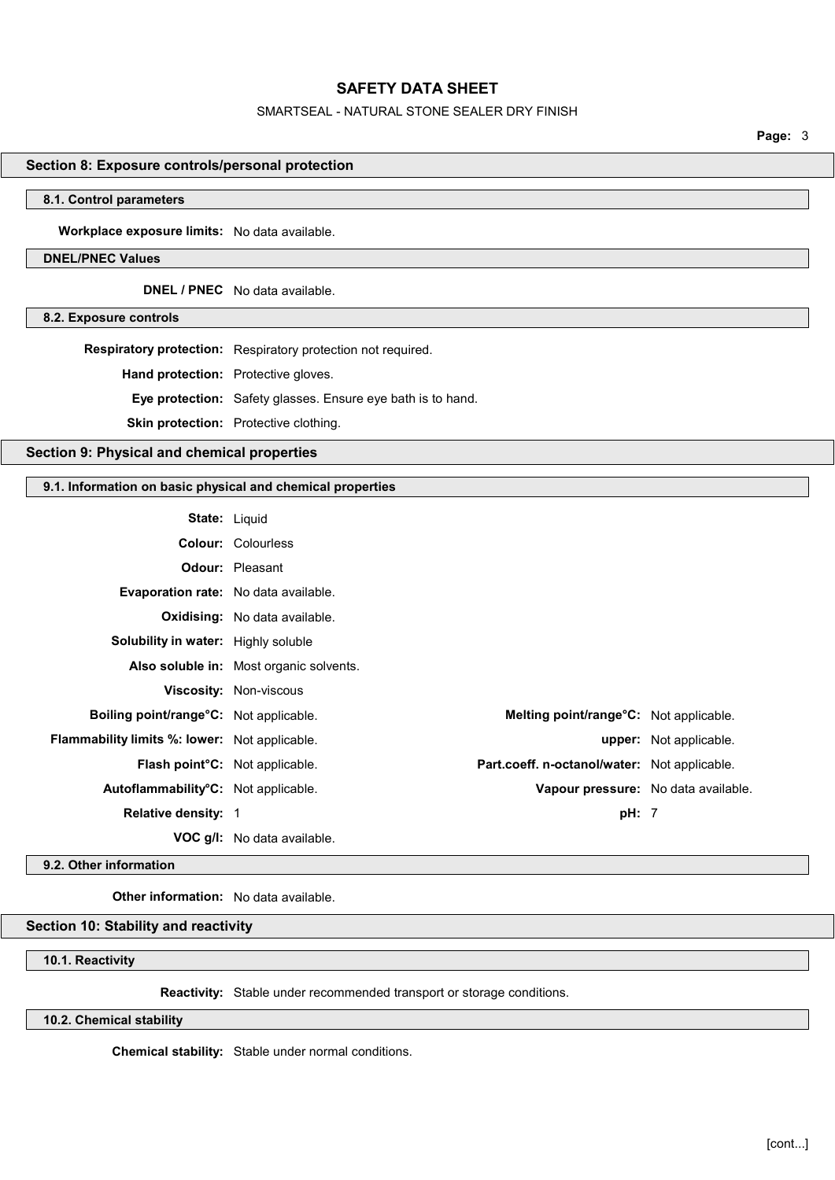## Section 8: Exposure controls/personal protection

### 8.1. Control parameters

**Workplace exposure limits:** No data available.

### DNEL/PNEC Values

**DNEL / PNEC** No data available.

### 8.2. Exposure controls

**Respiratory protection:** Respiratory protection not required.

**Hand protection:** Protective gloves.

**Eye protection:** Safety glasses. Ensure eye bath is to hand.

**Skin protection:** Protective clothing.

## Section 9: Physical and chemical properties

### 9.1. Information on basic physical and chemical properties

**State:** Liquid

**Colour:** Colourless

**Odour:** Pleasant

**Evaporation rate:** No data available.

**Oxidising:** No data available.

**Solubility in water:** Highly soluble

**Also soluble in:** Most organic solvents.

**Viscosity:** Non-viscous

| | | | |
|---|---|---|---|
| **Boiling point/range°C:** | Not applicable. | **Melting point/range°C:** | Not applicable. |
| **Flammability limits %: lower:** | Not applicable. | **upper:** | Not applicable. |
| **Flash point°C:** | Not applicable. | **Part.coeff. n-octanol/water:** | Not applicable. |
| **Autoflammability°C:** | Not applicable. | **Vapour pressure:** | No data available. |
| **Relative density:** | 1 | **pH:** | 7 |
| **VOC g/l:** | No data available. | | |

### 9.2. Other information

**Other information:** No data available.

## Section 10: Stability and reactivity

### 10.1. Reactivity

**Reactivity:** Stable under recommended transport or storage conditions.

### 10.2. Chemical stability

**Chemical stability:** Stable under normal conditions.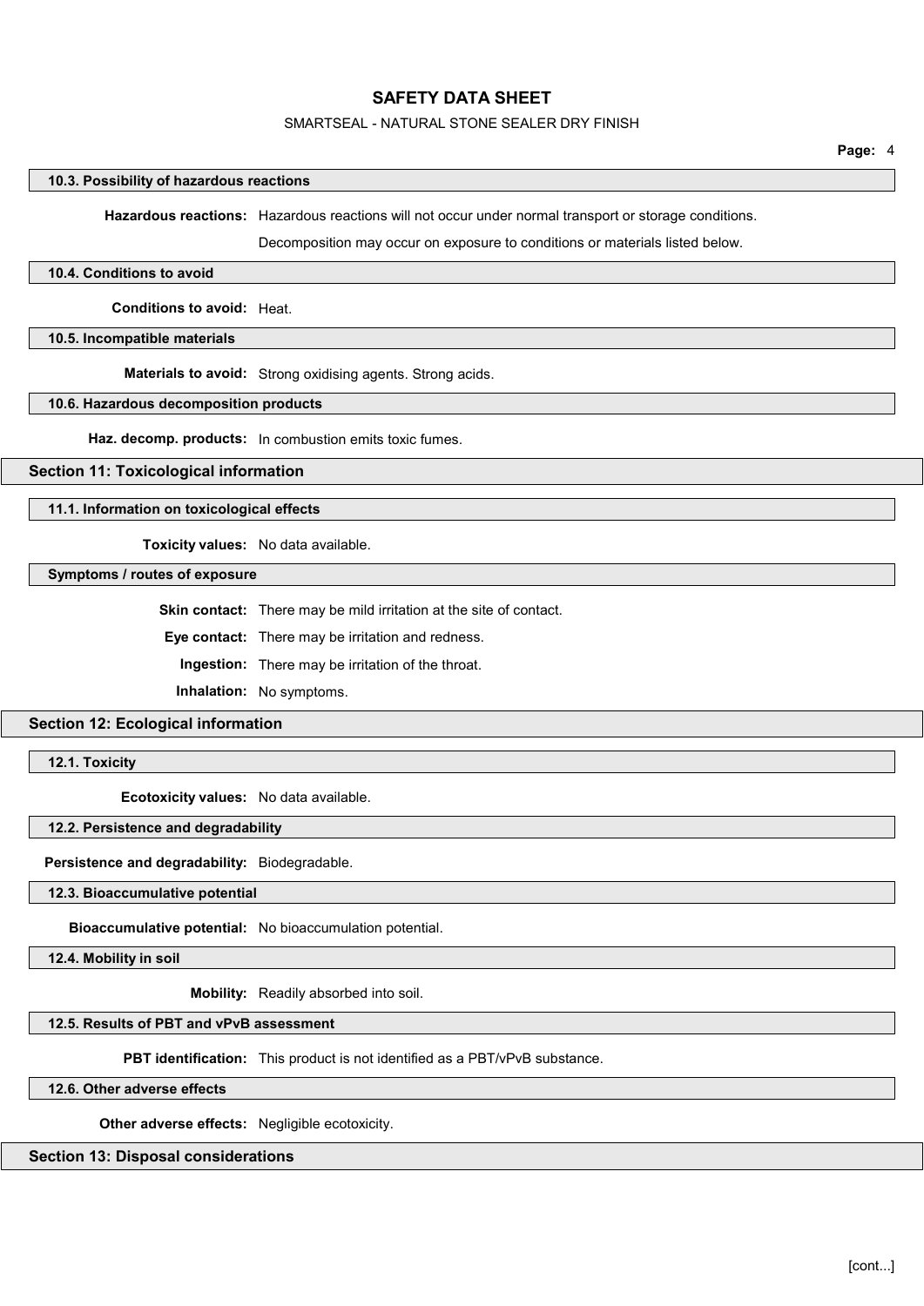### 10.3. Possibility of hazardous reactions

**Hazardous reactions:** Hazardous reactions will not occur under normal transport or storage conditions.

Decomposition may occur on exposure to conditions or materials listed below.

### 10.4. Conditions to avoid

**Conditions to avoid:** Heat.

### 10.5. Incompatible materials

**Materials to avoid:** Strong oxidising agents. Strong acids.

### 10.6. Hazardous decomposition products

**Haz. decomp. products:** In combustion emits toxic fumes.

## Section 11: Toxicological information

### 11.1. Information on toxicological effects

**Toxicity values:** No data available.

### Symptoms / routes of exposure

**Skin contact:** There may be mild irritation at the site of contact.

**Eye contact:** There may be irritation and redness.

**Ingestion:** There may be irritation of the throat.

**Inhalation:** No symptoms.

## Section 12: Ecological information

### 12.1. Toxicity

**Ecotoxicity values:** No data available.

### 12.2. Persistence and degradability

**Persistence and degradability:** Biodegradable.

### 12.3. Bioaccumulative potential

**Bioaccumulative potential:** No bioaccumulation potential.

### 12.4. Mobility in soil

**Mobility:** Readily absorbed into soil.

### 12.5. Results of PBT and vPvB assessment

**PBT identification:** This product is not identified as a PBT/vPvB substance.

### 12.6. Other adverse effects

**Other adverse effects:** Negligible ecotoxicity.

## Section 13: Disposal considerations

[cont...]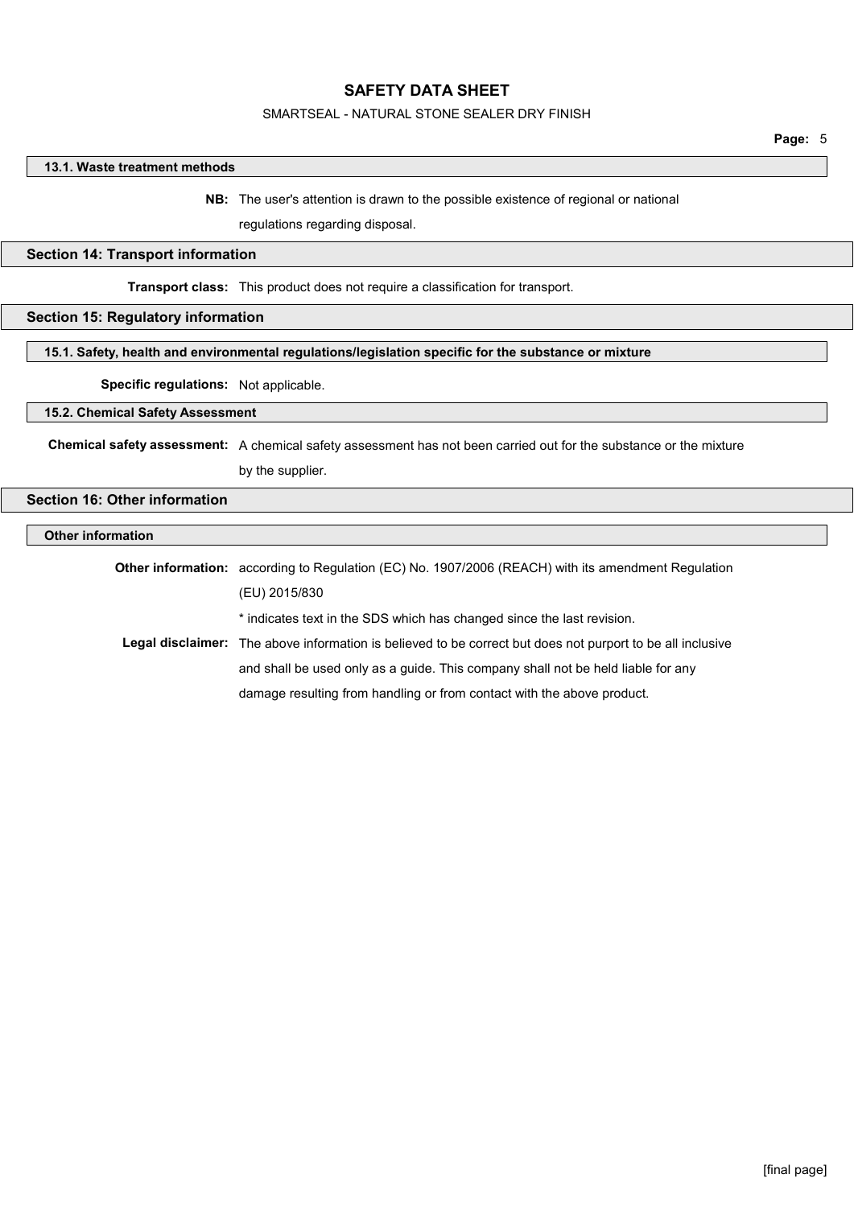### 13.1. Waste treatment methods

**NB:** The user's attention is drawn to the possible existence of regional or national regulations regarding disposal.

## Section 14: Transport information

**Transport class:** This product does not require a classification for transport.

## Section 15: Regulatory information

### 15.1. Safety, health and environmental regulations/legislation specific for the substance or mixture

**Specific regulations:** Not applicable.

### 15.2. Chemical Safety Assessment

**Chemical safety assessment:** A chemical safety assessment has not been carried out for the substance or the mixture by the supplier.

## Section 16: Other information

### Other information

**Other information:** according to Regulation (EC) No. 1907/2006 (REACH) with its amendment Regulation (EU) 2015/830

* indicates text in the SDS which has changed since the last revision.

**Legal disclaimer:** The above information is believed to be correct but does not purport to be all inclusive and shall be used only as a guide. This company shall not be held liable for any damage resulting from handling or from contact with the above product.

[final page]